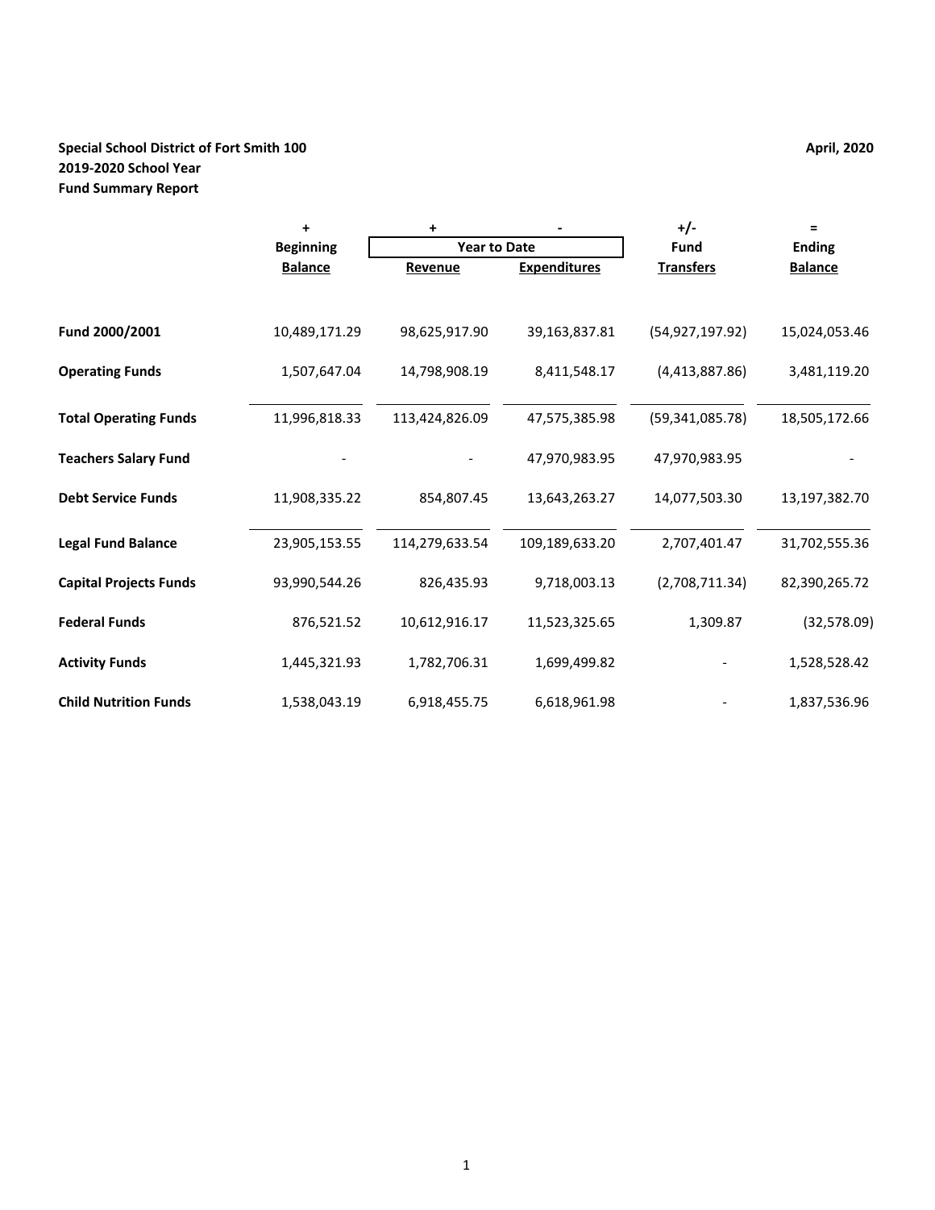**Special School District of Fort Smith 100**
**2019-2020 School Year**
**Fund Summary Report**

**April, 2020**

| | + | + | - | +/- | = |
|---|---|---|---|---|---|
| | **Beginning** | **Year to Date** | | **Fund** | **Ending** |
| | **Balance** | **Revenue** | **Expenditures** | **Transfers** | **Balance** |
| **Fund 2000/2001** | 10,489,171.29 | 98,625,917.90 | 39,163,837.81 | (54,927,197.92) | 15,024,053.46 |
| **Operating Funds** | 1,507,647.04 | 14,798,908.19 | 8,411,548.17 | (4,413,887.86) | 3,481,119.20 |
| **Total Operating Funds** | 11,996,818.33 | 113,424,826.09 | 47,575,385.98 | (59,341,085.78) | 18,505,172.66 |
| **Teachers Salary Fund** | - | - | 47,970,983.95 | 47,970,983.95 | - |
| **Debt Service Funds** | 11,908,335.22 | 854,807.45 | 13,643,263.27 | 14,077,503.30 | 13,197,382.70 |
| **Legal Fund Balance** | 23,905,153.55 | 114,279,633.54 | 109,189,633.20 | 2,707,401.47 | 31,702,555.36 |
| **Capital Projects Funds** | 93,990,544.26 | 826,435.93 | 9,718,003.13 | (2,708,711.34) | 82,390,265.72 |
| **Federal Funds** | 876,521.52 | 10,612,916.17 | 11,523,325.65 | 1,309.87 | (32,578.09) |
| **Activity Funds** | 1,445,321.93 | 1,782,706.31 | 1,699,499.82 | - | 1,528,528.42 |
| **Child Nutrition Funds** | 1,538,043.19 | 6,918,455.75 | 6,618,961.98 | - | 1,837,536.96 |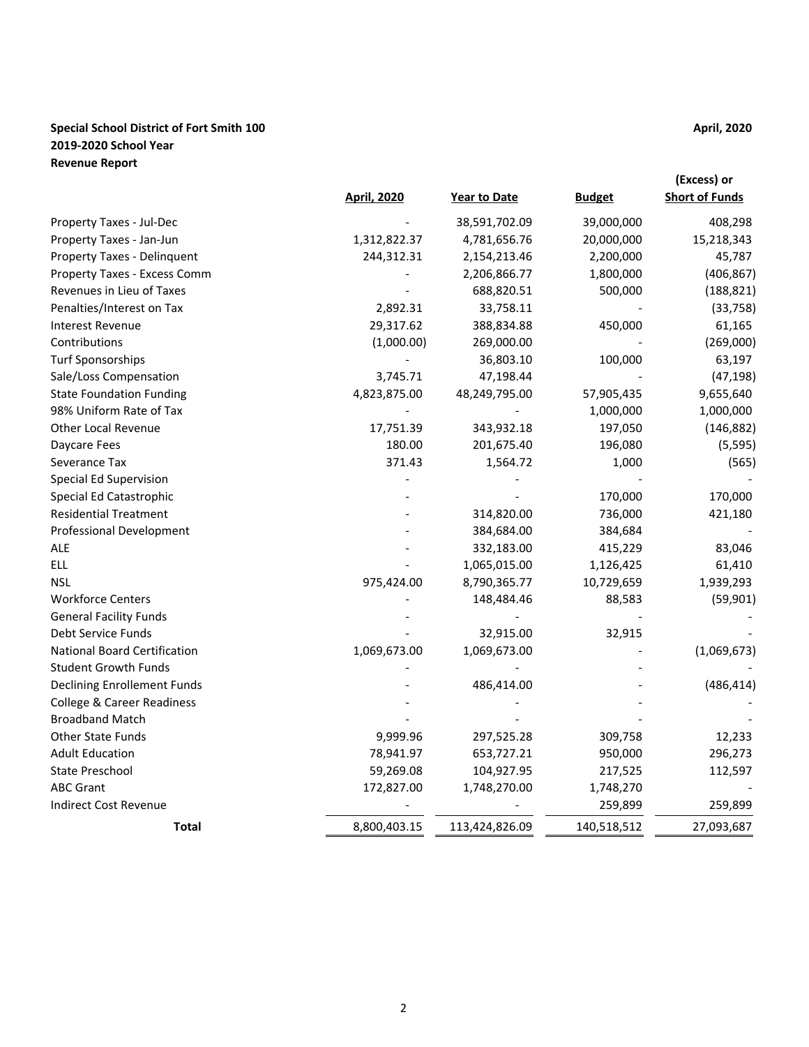**Special School District of Fort Smith 100**
**2019-2020 School Year**
**Revenue Report**

**April, 2020**

| | April, 2020 | Year to Date | Budget | (Excess) or Short of Funds |
|---|---|---|---|---|
| Property Taxes - Jul-Dec | - | 38,591,702.09 | 39,000,000 | 408,298 |
| Property Taxes - Jan-Jun | 1,312,822.37 | 4,781,656.76 | 20,000,000 | 15,218,343 |
| Property Taxes - Delinquent | 244,312.31 | 2,154,213.46 | 2,200,000 | 45,787 |
| Property Taxes - Excess Comm | - | 2,206,866.77 | 1,800,000 | (406,867) |
| Revenues in Lieu of Taxes | - | 688,820.51 | 500,000 | (188,821) |
| Penalties/Interest on Tax | 2,892.31 | 33,758.11 | - | (33,758) |
| Interest Revenue | 29,317.62 | 388,834.88 | 450,000 | 61,165 |
| Contributions | (1,000.00) | 269,000.00 | - | (269,000) |
| Turf Sponsorships | - | 36,803.10 | 100,000 | 63,197 |
| Sale/Loss Compensation | 3,745.71 | 47,198.44 | - | (47,198) |
| State Foundation Funding | 4,823,875.00 | 48,249,795.00 | 57,905,435 | 9,655,640 |
| 98% Uniform Rate of Tax | - | - | 1,000,000 | 1,000,000 |
| Other Local Revenue | 17,751.39 | 343,932.18 | 197,050 | (146,882) |
| Daycare Fees | 180.00 | 201,675.40 | 196,080 | (5,595) |
| Severance Tax | 371.43 | 1,564.72 | 1,000 | (565) |
| Special Ed Supervision | - | - | - | - |
| Special Ed Catastrophic | - | - | 170,000 | 170,000 |
| Residential Treatment | - | 314,820.00 | 736,000 | 421,180 |
| Professional Development | - | 384,684.00 | 384,684 | - |
| ALE | - | 332,183.00 | 415,229 | 83,046 |
| ELL | - | 1,065,015.00 | 1,126,425 | 61,410 |
| NSL | 975,424.00 | 8,790,365.77 | 10,729,659 | 1,939,293 |
| Workforce Centers | - | 148,484.46 | 88,583 | (59,901) |
| General Facility Funds | - | - | - | - |
| Debt Service Funds | - | 32,915.00 | 32,915 | - |
| National Board Certification | 1,069,673.00 | 1,069,673.00 | - | (1,069,673) |
| Student Growth Funds | - | - | - | - |
| Declining Enrollement Funds | - | 486,414.00 | - | (486,414) |
| College & Career Readiness | - | - | - | - |
| Broadband Match | - | - | - | - |
| Other State Funds | 9,999.96 | 297,525.28 | 309,758 | 12,233 |
| Adult Education | 78,941.97 | 653,727.21 | 950,000 | 296,273 |
| State Preschool | 59,269.08 | 104,927.95 | 217,525 | 112,597 |
| ABC Grant | 172,827.00 | 1,748,270.00 | 1,748,270 | - |
| Indirect Cost Revenue | - | - | 259,899 | 259,899 |
| **Total** | 8,800,403.15 | 113,424,826.09 | 140,518,512 | 27,093,687 |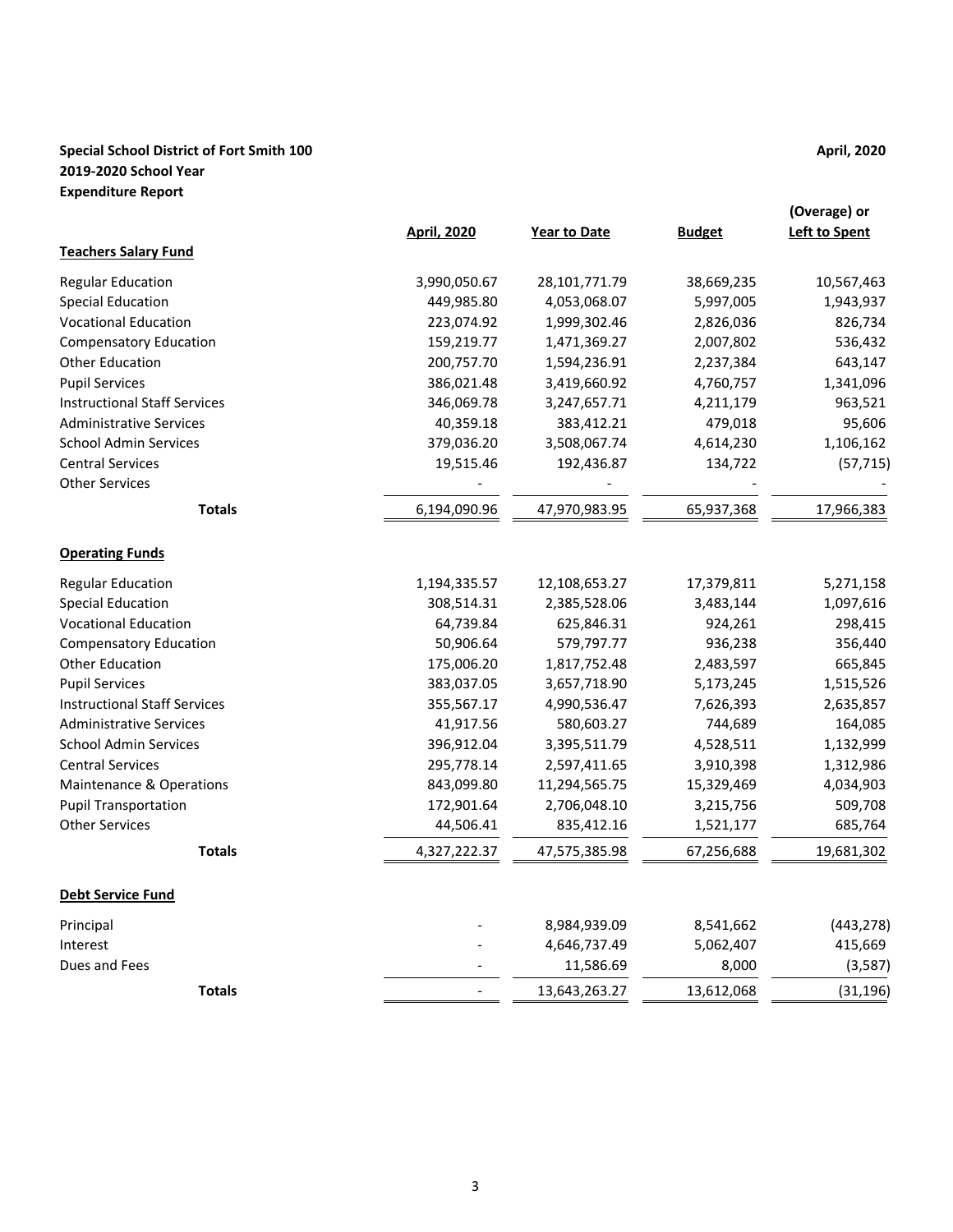**Special School District of Fort Smith 100** **April, 2020**

**2019-2020 School Year**

**Expenditure Report**

| | April, 2020 | Year to Date | Budget | (Overage) or Left to Spent |
|---|---|---|---|---|
| **Teachers Salary Fund** | | | | |
| Regular Education | 3,990,050.67 | 28,101,771.79 | 38,669,235 | 10,567,463 |
| Special Education | 449,985.80 | 4,053,068.07 | 5,997,005 | 1,943,937 |
| Vocational Education | 223,074.92 | 1,999,302.46 | 2,826,036 | 826,734 |
| Compensatory Education | 159,219.77 | 1,471,369.27 | 2,007,802 | 536,432 |
| Other Education | 200,757.70 | 1,594,236.91 | 2,237,384 | 643,147 |
| Pupil Services | 386,021.48 | 3,419,660.92 | 4,760,757 | 1,341,096 |
| Instructional Staff Services | 346,069.78 | 3,247,657.71 | 4,211,179 | 963,521 |
| Administrative Services | 40,359.18 | 383,412.21 | 479,018 | 95,606 |
| School Admin Services | 379,036.20 | 3,508,067.74 | 4,614,230 | 1,106,162 |
| Central Services | 19,515.46 | 192,436.87 | 134,722 | (57,715) |
| Other Services | - | - | - | - |
| **Totals** | 6,194,090.96 | 47,970,983.95 | 65,937,368 | 17,966,383 |
| **Operating Funds** | | | | |
| Regular Education | 1,194,335.57 | 12,108,653.27 | 17,379,811 | 5,271,158 |
| Special Education | 308,514.31 | 2,385,528.06 | 3,483,144 | 1,097,616 |
| Vocational Education | 64,739.84 | 625,846.31 | 924,261 | 298,415 |
| Compensatory Education | 50,906.64 | 579,797.77 | 936,238 | 356,440 |
| Other Education | 175,006.20 | 1,817,752.48 | 2,483,597 | 665,845 |
| Pupil Services | 383,037.05 | 3,657,718.90 | 5,173,245 | 1,515,526 |
| Instructional Staff Services | 355,567.17 | 4,990,536.47 | 7,626,393 | 2,635,857 |
| Administrative Services | 41,917.56 | 580,603.27 | 744,689 | 164,085 |
| School Admin Services | 396,912.04 | 3,395,511.79 | 4,528,511 | 1,132,999 |
| Central Services | 295,778.14 | 2,597,411.65 | 3,910,398 | 1,312,986 |
| Maintenance & Operations | 843,099.80 | 11,294,565.75 | 15,329,469 | 4,034,903 |
| Pupil Transportation | 172,901.64 | 2,706,048.10 | 3,215,756 | 509,708 |
| Other Services | 44,506.41 | 835,412.16 | 1,521,177 | 685,764 |
| **Totals** | 4,327,222.37 | 47,575,385.98 | 67,256,688 | 19,681,302 |
| **Debt Service Fund** | | | | |
| Principal | - | 8,984,939.09 | 8,541,662 | (443,278) |
| Interest | - | 4,646,737.49 | 5,062,407 | 415,669 |
| Dues and Fees | - | 11,586.69 | 8,000 | (3,587) |
| **Totals** | - | 13,643,263.27 | 13,612,068 | (31,196) |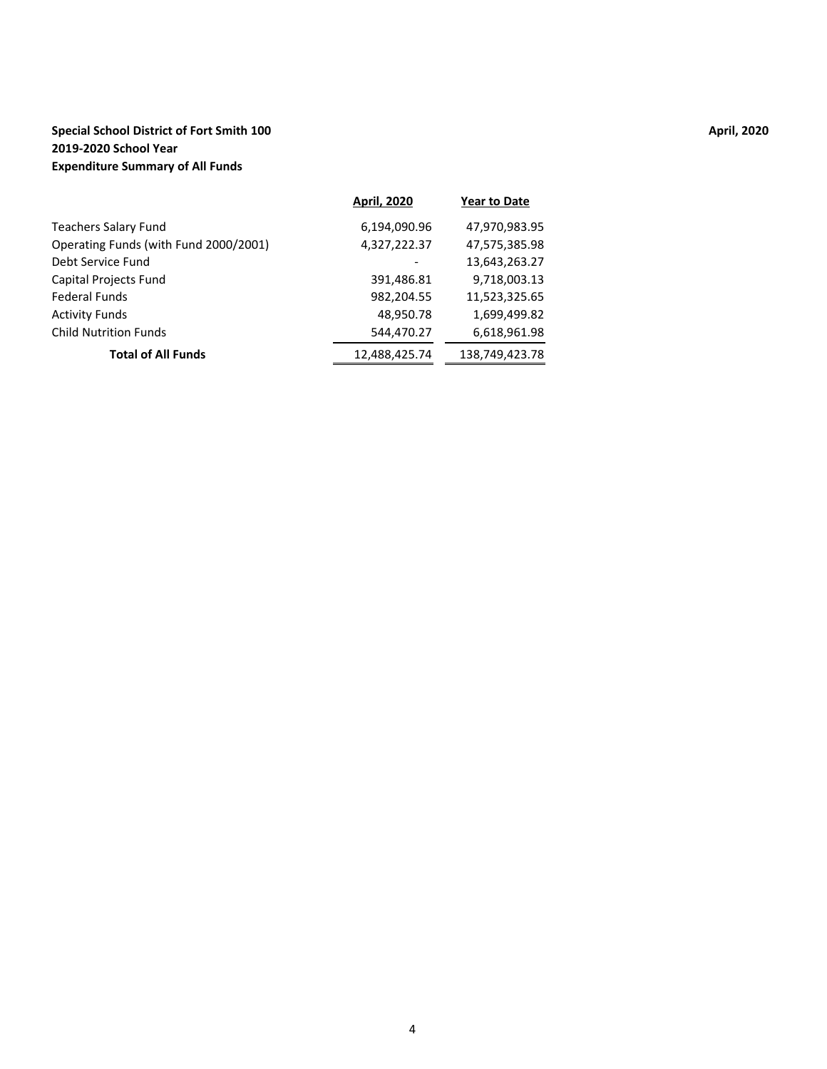**Special School District of Fort Smith 100** **April, 2020**

**2019-2020 School Year**

**Expenditure Summary of All Funds**

| | April, 2020 | Year to Date |
|---|---|---|
| Teachers Salary Fund | 6,194,090.96 | 47,970,983.95 |
| Operating Funds (with Fund 2000/2001) | 4,327,222.37 | 47,575,385.98 |
| Debt Service Fund | - | 13,643,263.27 |
| Capital Projects Fund | 391,486.81 | 9,718,003.13 |
| Federal Funds | 982,204.55 | 11,523,325.65 |
| Activity Funds | 48,950.78 | 1,699,499.82 |
| Child Nutrition Funds | 544,470.27 | 6,618,961.98 |
| **Total of All Funds** | 12,488,425.74 | 138,749,423.78 |